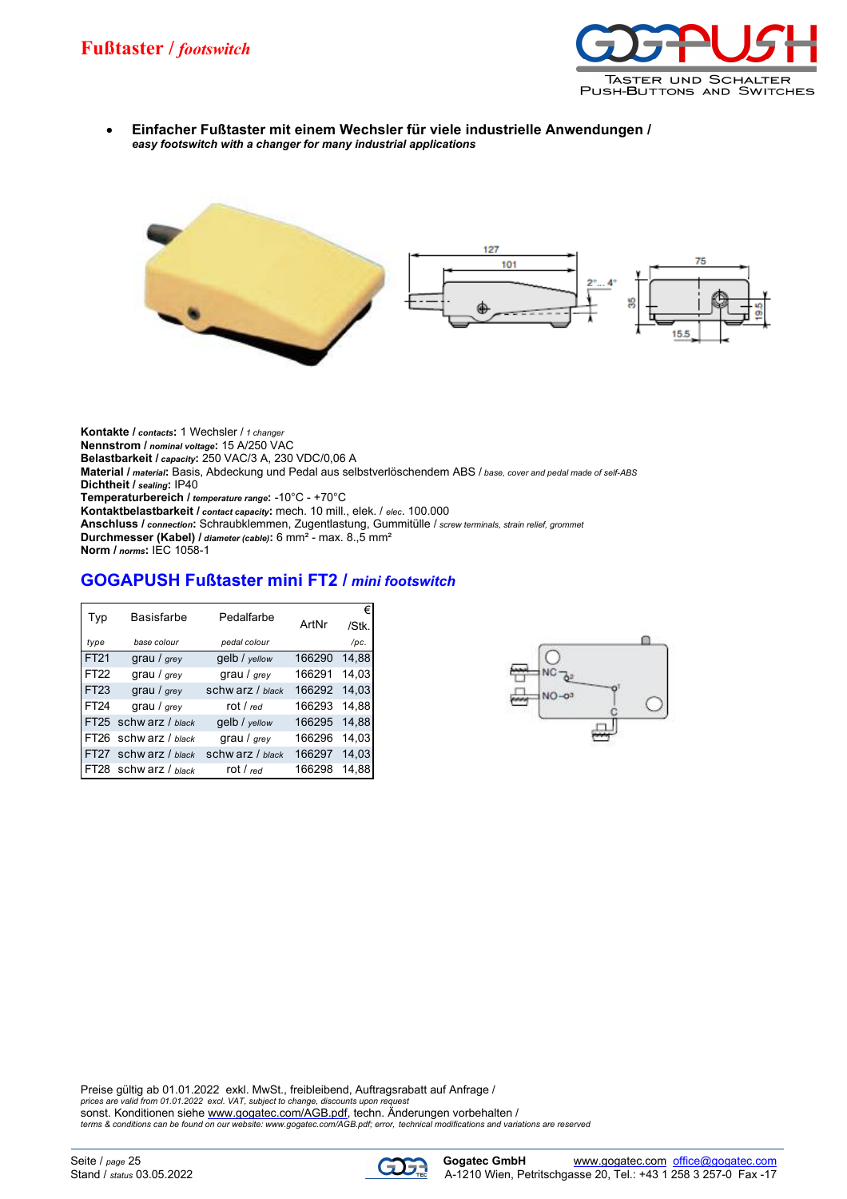# Fußtaster / *footswitch*

- **Einfacher Fußtaster mit einem Wechsler für viele industrielle Anwendungen /** ***easy footswitch with a changer for many industrial applications***

**Kontakte / *contacts*:** 1 Wechsler / *1 changer*
**Nennstrom / *nominal voltage*:** 15 A/250 VAC
**Belastbarkeit / *capacity*:** 250 VAC/3 A, 230 VDC/0,06 A
**Material / *material*:** Basis, Abdeckung und Pedal aus selbstverlöschendem ABS / *base, cover and pedal made of self-ABS*
**Dichtheit / *sealing*:** IP40
**Temperaturbereich / *temperature range*:** -10°C - +70°C
**Kontaktbelastbarkeit / *contact capacity*:** mech. 10 mill., elek. / *elec*. 100.000
**Anschluss / *connection*:** Schraubklemmen, Zugentlastung, Gummitülle / *screw terminals, strain relief, grommet*
**Durchmesser (Kabel) / *diameter (cable)*:** 6 mm² - max. 8.,5 mm²
**Norm / *norms*:** IEC 1058-1

## GOGAPUSH Fußtaster mini FT2 / *mini footswitch*

| Typ *type* | Basisfarbe *base colour* | Pedalfarbe *pedal colour* | ArtNr | € /Stk. */pc.* |
|---|---|---|---|---|
| FT21 | grau / *grey* | gelb / *yellow* | 166290 | 14,88 |
| FT22 | grau / *grey* | grau / *grey* | 166291 | 14,03 |
| FT23 | grau / *grey* | schwarz / *black* | 166292 | 14,03 |
| FT24 | grau / *grey* | rot / *red* | 166293 | 14,88 |
| FT25 | schwarz / *black* | gelb / *yellow* | 166295 | 14,88 |
| FT26 | schwarz / *black* | grau / *grey* | 166296 | 14,03 |
| FT27 | schwarz / *black* | schwarz / *black* | 166297 | 14,03 |
| FT28 | schwarz / *black* | rot / *red* | 166298 | 14,88 |

Preise gültig ab 01.01.2022 exkl. MwSt., freibleibend, Auftragsrabatt auf Anfrage /
*prices are valid from 01.01.2022 excl. VAT, subject to change, discounts upon request*
sonst. Konditionen siehe www.gogatec.com/AGB.pdf, techn. Änderungen vorbehalten /
*terms & conditions can be found on our website: www.gogatec.com/AGB.pdf; error, technical modifications and variations are reserved*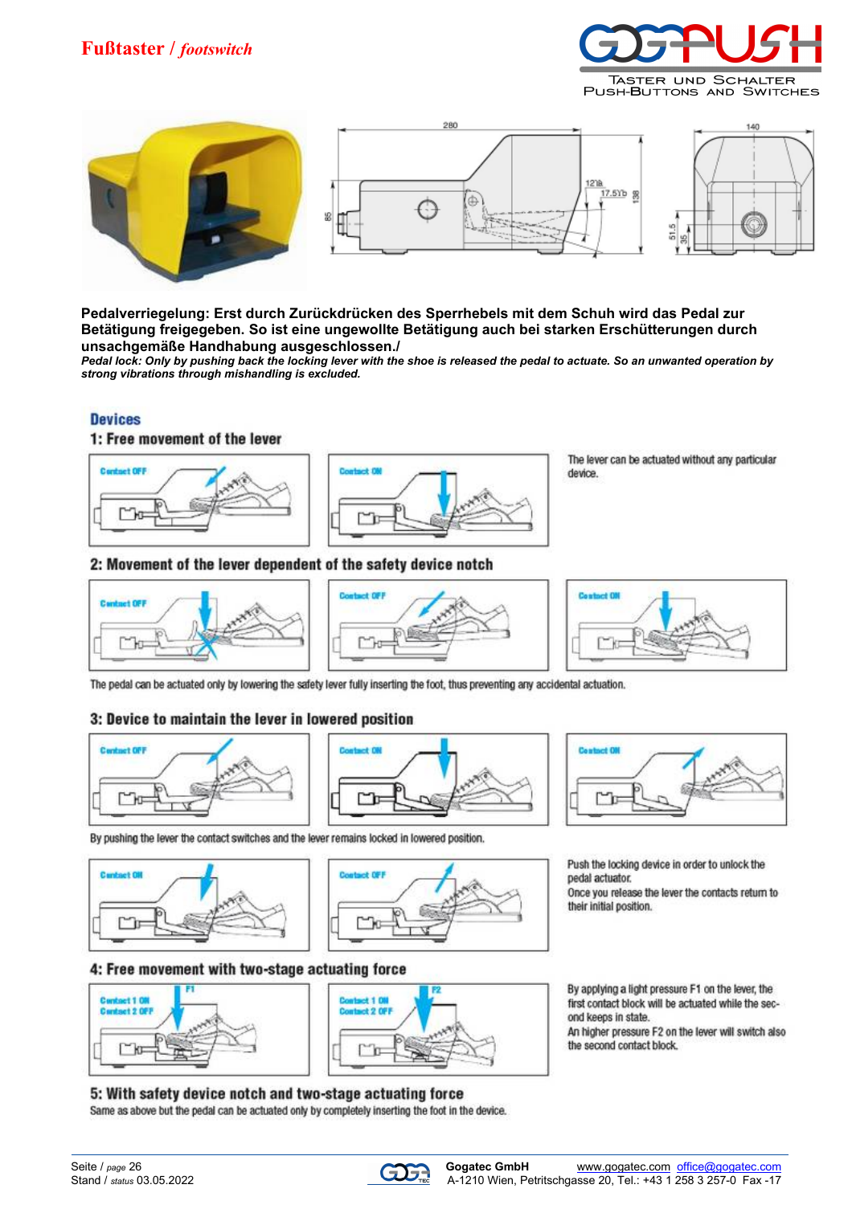# Fußtaster / *footswitch*

GOGAPUSH
TASTER UND SCHALTER
PUSH-BUTTONS AND SWITCHES

**Pedalverriegelung: Erst durch Zurückdrücken des Sperrhebels mit dem Schuh wird das Pedal zur Betätigung freigegeben. So ist eine ungewollte Betätigung auch bei starken Erschütterungen durch unsachgemäße Handhabung ausgeschlossen./**
***Pedal lock: Only by pushing back the locking lever with the shoe is released the pedal to actuate. So an unwanted operation by strong vibrations through mishandling is excluded.***

## Devices

### 1: Free movement of the lever

Contact OFF — Contact ON

The lever can be actuated without any particular device.

### 2: Movement of the lever dependent of the safety device notch

Contact OFF — Contact OFF — Contact ON

The pedal can be actuated only by lowering the safety lever fully inserting the foot, thus preventing any accidental actuation.

### 3: Device to maintain the lever in lowered position

Contact OFF — Contact ON — Contact ON

By pushing the lever the contact switches and the lever remains locked in lowered position.

Contact ON — Contact OFF

Push the locking device in order to unlock the pedal actuator.
Once you release the lever the contacts return to their initial position.

### 4: Free movement with two-stage actuating force

F1: Contact 1 ON, Contact 2 OFF — F2: Contact 1 ON, Contact 2 OFF

By applying a light pressure F1 on the lever, the first contact block will be actuated while the second keeps in state.
An higher pressure F2 on the lever will switch also the second contact block.

### 5: With safety device notch and two-stage actuating force

Same as above but the pedal can be actuated only by completely inserting the foot in the device.

Seite / *page* 26
Stand / *status* 03.05.2022

**Gogatec GmbH** www.gogatec.com office@gogatec.com
A-1210 Wien, Petritschgasse 20, Tel.: +43 1 258 3 257-0 Fax -17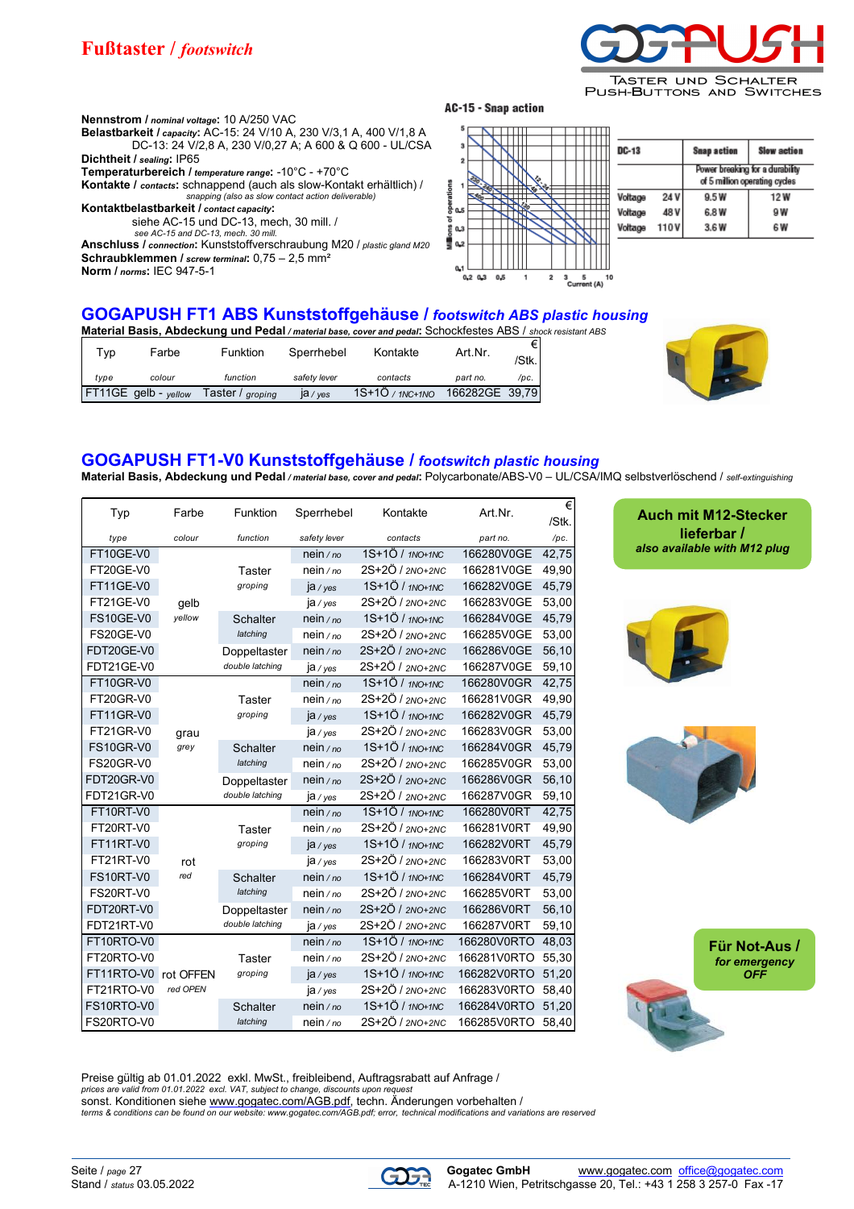# Fußtaster / *footswitch*

**Nennstrom / *nominal voltage*:** 10 A/250 VAC
**Belastbarkeit / *capacity*:** AC-15: 24 V/10 A, 230 V/3,1 A, 400 V/1,8 A
DC-13: 24 V/2,8 A, 230 V/0,27 A; A 600 & Q 600 - UL/CSA
**Dichtheit / *sealing*:** IP65
**Temperaturbereich / *temperature range*:** -10°C - +70°C
**Kontakte / *contacts*:** schnappend (auch als slow-Kontakt erhältlich) / *snapping (also as slow contact action deliverable)*
**Kontaktbelastbarkeit / *contact capacity*:**
siehe AC-15 und DC-13, mech, 30 mill. / *see AC-15 and DC-13, mech. 30 mill.*
**Anschluss / *connection*:** Kunststoffverschraubung M20 / *plastic gland M20*
**Schraubklemmen / *screw terminal*:** 0,75 – 2,5 mm²
**Norm / *norms*:** IEC 947-5-1

AC-15 - Snap action

| DC-13 | | Snap action | Slow action |
|---|---|---|---|
| | | Power breaking for a durability of 5 million operating cycles | |
| Voltage | 24 V | 9.5 W | 12 W |
| Voltage | 48 V | 6.8 W | 9 W |
| Voltage | 110 V | 3.6 W | 6 W |

## GOGAPUSH FT1 ABS Kunststoffgehäuse / *footswitch ABS plastic housing*

**Material Basis, Abdeckung und Pedal** / *material base, cover and pedal*: Schockfestes ABS / *shock resistant ABS*

| Typ<br>*type* | Farbe<br>*colour* | Funktion<br>*function* | Sperrhebel<br>*safety lever* | Kontakte<br>*contacts* | Art.Nr.<br>*part no.* | €/Stk.<br>*/pc.* |
|---|---|---|---|---|---|---|
| FT11GE | gelb - *yellow* | Taster / *groping* | ja / *yes* | 1S+1Ö / *1NC+1NO* | 166282GE | 39,79 |

## GOGAPUSH FT1-V0 Kunststoffgehäuse / *footswitch plastic housing*

**Material Basis, Abdeckung und Pedal** / *material base, cover and pedal*: Polycarbonate/ABS-V0 – UL/CSA/IMQ selbstverlöschend / *self-extinguishing*

| Typ<br>*type* | Farbe<br>*colour* | Funktion<br>*function* | Sperrhebel<br>*safety lever* | Kontakte<br>*contacts* | Art.Nr.<br>*part no.* | €/Stk.<br>*/pc.* |
|---|---|---|---|---|---|---|
| FT10GE-V0 | gelb *yellow* | Taster *groping* | nein / *no* | 1S+1Ö / *1NO+1NC* | 166280V0GE | 42,75 |
| FT20GE-V0 | | | nein / *no* | 2S+2Ö / *2NO+2NC* | 166281V0GE | 49,90 |
| FT11GE-V0 | | | ja / *yes* | 1S+1Ö / *1NO+1NC* | 166282V0GE | 45,79 |
| FT21GE-V0 | | | ja / *yes* | 2S+2Ö / *2NO+2NC* | 166283V0GE | 53,00 |
| FS10GE-V0 | | Schalter *latching* | nein / *no* | 1S+1Ö / *1NO+1NC* | 166284V0GE | 45,79 |
| FS20GE-V0 | | | nein / *no* | 2S+2Ö / *2NO+2NC* | 166285V0GE | 53,00 |
| FDT20GE-V0 | | Doppeltaster *double latching* | nein / *no* | 2S+2Ö / *2NO+2NC* | 166286V0GE | 56,10 |
| FDT21GE-V0 | | | ja / *yes* | 2S+2Ö / *2NO+2NC* | 166287V0GE | 59,10 |
| FT10GR-V0 | grau *grey* | Taster *groping* | nein / *no* | 1S+1Ö / *1NO+1NC* | 166280V0GR | 42,75 |
| FT20GR-V0 | | | nein / *no* | 2S+2Ö / *2NO+2NC* | 166281V0GR | 49,90 |
| FT11GR-V0 | | | ja / *yes* | 1S+1Ö / *1NO+1NC* | 166282V0GR | 45,79 |
| FT21GR-V0 | | | ja / *yes* | 2S+2Ö / *2NO+2NC* | 166283V0GR | 53,00 |
| FS10GR-V0 | | Schalter *latching* | nein / *no* | 1S+1Ö / *1NO+1NC* | 166284V0GR | 45,79 |
| FS20GR-V0 | | | nein / *no* | 2S+2Ö / *2NO+2NC* | 166285V0GR | 53,00 |
| FDT20GR-V0 | | Doppeltaster *double latching* | nein / *no* | 2S+2Ö / *2NO+2NC* | 166286V0GR | 56,10 |
| FDT21GR-V0 | | | ja / *yes* | 2S+2Ö / *2NO+2NC* | 166287V0GR | 59,10 |
| FT10RT-V0 | rot *red* | Taster *groping* | nein / *no* | 1S+1Ö / *1NO+1NC* | 166280V0RT | 42,75 |
| FT20RT-V0 | | | nein / *no* | 2S+2Ö / *2NO+2NC* | 166281V0RT | 49,90 |
| FT11RT-V0 | | | ja / *yes* | 1S+1Ö / *1NO+1NC* | 166282V0RT | 45,79 |
| FT21RT-V0 | | | ja / *yes* | 2S+2Ö / *2NO+2NC* | 166283V0RT | 53,00 |
| FS10RT-V0 | | Schalter *latching* | nein / *no* | 1S+1Ö / *1NO+1NC* | 166284V0RT | 45,79 |
| FS20RT-V0 | | | nein / *no* | 2S+2Ö / *2NO+2NC* | 166285V0RT | 53,00 |
| FDT20RT-V0 | | Doppeltaster *double latching* | nein / *no* | 2S+2Ö / *2NO+2NC* | 166286V0RT | 56,10 |
| FDT21RT-V0 | | | ja / *yes* | 2S+2Ö / *2NO+2NC* | 166287V0RT | 59,10 |
| FT10RTO-V0 | rot OFFEN *red OPEN* | Taster *groping* | nein / *no* | 1S+1Ö / *1NO+1NC* | 166280V0RTO | 48,03 |
| FT20RTO-V0 | | | nein / *no* | 2S+2Ö / *2NO+2NC* | 166281V0RTO | 55,30 |
| FT11RTO-V0 | | | ja / *yes* | 1S+1Ö / *1NO+1NC* | 166282V0RTO | 51,20 |
| FT21RTO-V0 | | | ja / *yes* | 2S+2Ö / *2NO+2NC* | 166283V0RTO | 58,40 |
| FS10RTO-V0 | | Schalter *latching* | nein / *no* | 1S+1Ö / *1NO+1NC* | 166284V0RTO | 51,20 |
| FS20RTO-V0 | | | nein / *no* | 2S+2Ö / *2NO+2NC* | 166285V0RTO | 58,40 |

**Auch mit M12-Stecker lieferbar /** ***also available with M12 plug***

**Für Not-Aus /** ***for emergency OFF***

Preise gültig ab 01.01.2022 exkl. MwSt., freibleibend, Auftragsrabatt auf Anfrage /
*prices are valid from 01.01.2022 excl. VAT, subject to change, discounts upon request*
sonst. Konditionen siehe www.gogatec.com/AGB.pdf, techn. Änderungen vorbehalten /
*terms & conditions can be found on our website: www.gogatec.com/AGB.pdf; error, technical modifications and variations are reserved*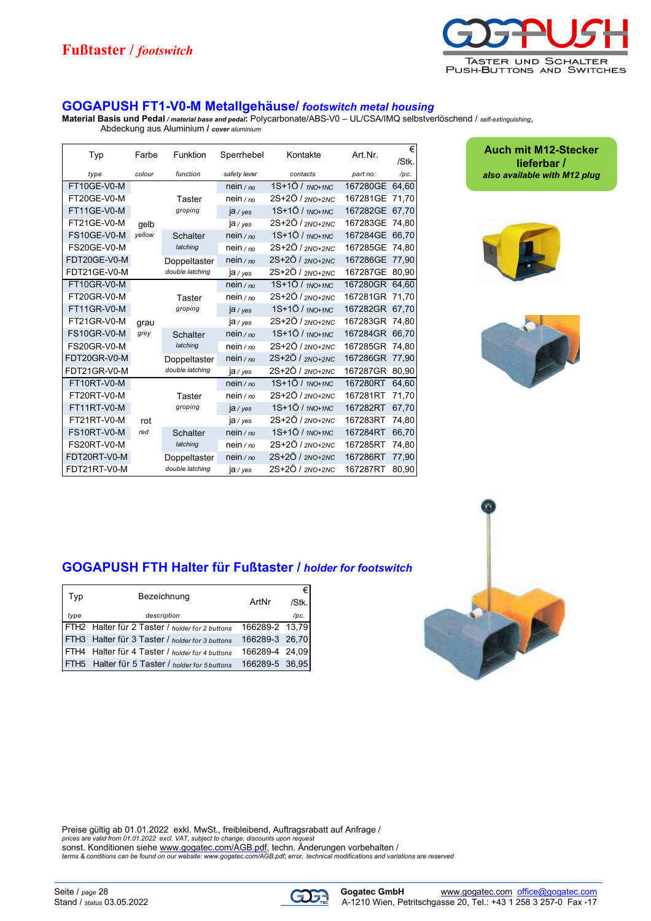# Fußtaster / *footswitch*

TASTER UND SCHALTER
PUSH-BUTTONS AND SWITCHES

## GOGAPUSH FT1-V0-M Metallgehäuse/ *footswitch metal housing*

**Material Basis und Pedal** */ material base and pedal*: Polycarbonate/ABS-V0 – UL/CSA/IMQ selbstverlöschend / *self-extinguishing*,
Abdeckung aus Aluminium / *cover aluminium*

**Auch mit M12-Stecker lieferbar /**
***also available with M12 plug***

| Typ *type* | Farbe *colour* | Funktion *function* | Sperrhebel *safety lever* | Kontakte *contacts* | Art.Nr. *part no.* | € /Stk. */pc.* |
|---|---|---|---|---|---|---|
| FT10GE-V0-M | gelb *yellow* | Taster *groping* | nein / *no* | 1S+1Ö / *1NO+1NC* | 167280GE | 64,60 |
| FT20GE-V0-M | | | nein / *no* | 2S+2Ö / *2NO+2NC* | 167281GE | 71,70 |
| FT11GE-V0-M | | | ja / *yes* | 1S+1Ö / *1NO+1NC* | 167282GE | 67,70 |
| FT21GE-V0-M | | | ja / *yes* | 2S+2Ö / *2NO+2NC* | 167283GE | 74,80 |
| FS10GE-V0-M | | Schalter *latching* | nein / *no* | 1S+1Ö / *1NO+1NC* | 167284GE | 66,70 |
| FS20GE-V0-M | | | nein / *no* | 2S+2Ö / *2NO+2NC* | 167285GE | 74,80 |
| FDT20GE-V0-M | | Doppeltaster *double latching* | nein / *no* | 2S+2Ö / *2NO+2NC* | 167286GE | 77,90 |
| FDT21GE-V0-M | | | ja / *yes* | 2S+2Ö / *2NO+2NC* | 167287GE | 80,90 |
| FT10GR-V0-M | grau *grey* | Taster *groping* | nein / *no* | 1S+1Ö / *1NO+1NC* | 167280GR | 64,60 |
| FT20GR-V0-M | | | nein / *no* | 2S+2Ö / *2NO+2NC* | 167281GR | 71,70 |
| FT11GR-V0-M | | | ja / *yes* | 1S+1Ö / *1NO+1NC* | 167282GR | 67,70 |
| FT21GR-V0-M | | | ja / *yes* | 2S+2Ö / *2NO+2NC* | 167283GR | 74,80 |
| FS10GR-V0-M | | Schalter *latching* | nein / *no* | 1S+1Ö / *1NO+1NC* | 167284GR | 66,70 |
| FS20GR-V0-M | | | nein / *no* | 2S+2Ö / *2NO+2NC* | 167285GR | 74,80 |
| FDT20GR-V0-M | | Doppeltaster *double latching* | nein / *no* | 2S+2Ö / *2NO+2NC* | 167286GR | 77,90 |
| FDT21GR-V0-M | | | ja / *yes* | 2S+2Ö / *2NO+2NC* | 167287GR | 80,90 |
| FT10RT-V0-M | rot *red* | Taster *groping* | nein / *no* | 1S+1Ö / *1NO+1NC* | 167280RT | 64,60 |
| FT20RT-V0-M | | | nein / *no* | 2S+2Ö / *2NO+2NC* | 167281RT | 71,70 |
| FT11RT-V0-M | | | ja / *yes* | 1S+1Ö / *1NO+1NC* | 167282RT | 67,70 |
| FT21RT-V0-M | | | ja / *yes* | 2S+2Ö / *2NO+2NC* | 167283RT | 74,80 |
| FS10RT-V0-M | | Schalter *latching* | nein / *no* | 1S+1Ö / *1NO+1NC* | 167284RT | 66,70 |
| FS20RT-V0-M | | | nein / *no* | 2S+2Ö / *2NO+2NC* | 167285RT | 74,80 |
| FDT20RT-V0-M | | Doppeltaster *double latching* | nein / *no* | 2S+2Ö / *2NO+2NC* | 167286RT | 77,90 |
| FDT21RT-V0-M | | | ja / *yes* | 2S+2Ö / *2NO+2NC* | 167287RT | 80,90 |

## GOGAPUSH FTH Halter für Fußtaster / *holder for footswitch*

| Typ *type* | Bezeichnung *description* | ArtNr | € /Stk. */pc.* |
|---|---|---|---|
| FTH2 | Halter für 2 Taster / *holder for 2 buttons* | 166289-2 | 13,79 |
| FTH3 | Halter für 3 Taster / *holder for 3 buttons* | 166289-3 | 26,70 |
| FTH4 | Halter für 4 Taster / *holder for 4 buttons* | 166289-4 | 24,09 |
| FTH5 | Halter für 5 Taster / *holder for 5 buttons* | 166289-5 | 36,95 |

Preise gültig ab 01.01.2022 exkl. MwSt., freibleibend, Auftragsrabatt auf Anfrage /
*prices are valid from 01.01.2022 excl. VAT, subject to change, discounts upon request*
sonst. Konditionen siehe www.gogatec.com/AGB.pdf, techn. Änderungen vorbehalten /
*terms & conditions can be found on our website: www.gogatec.com/AGB.pdf; error, technical modifications and variations are reserved*

Seite / *page* 28
Stand / *status* 03.05.2022

**Gogatec GmbH** www.gogatec.com office@gogatec.com
A-1210 Wien, Petritschgasse 20, Tel.: +43 1 258 3 257-0 Fax -17